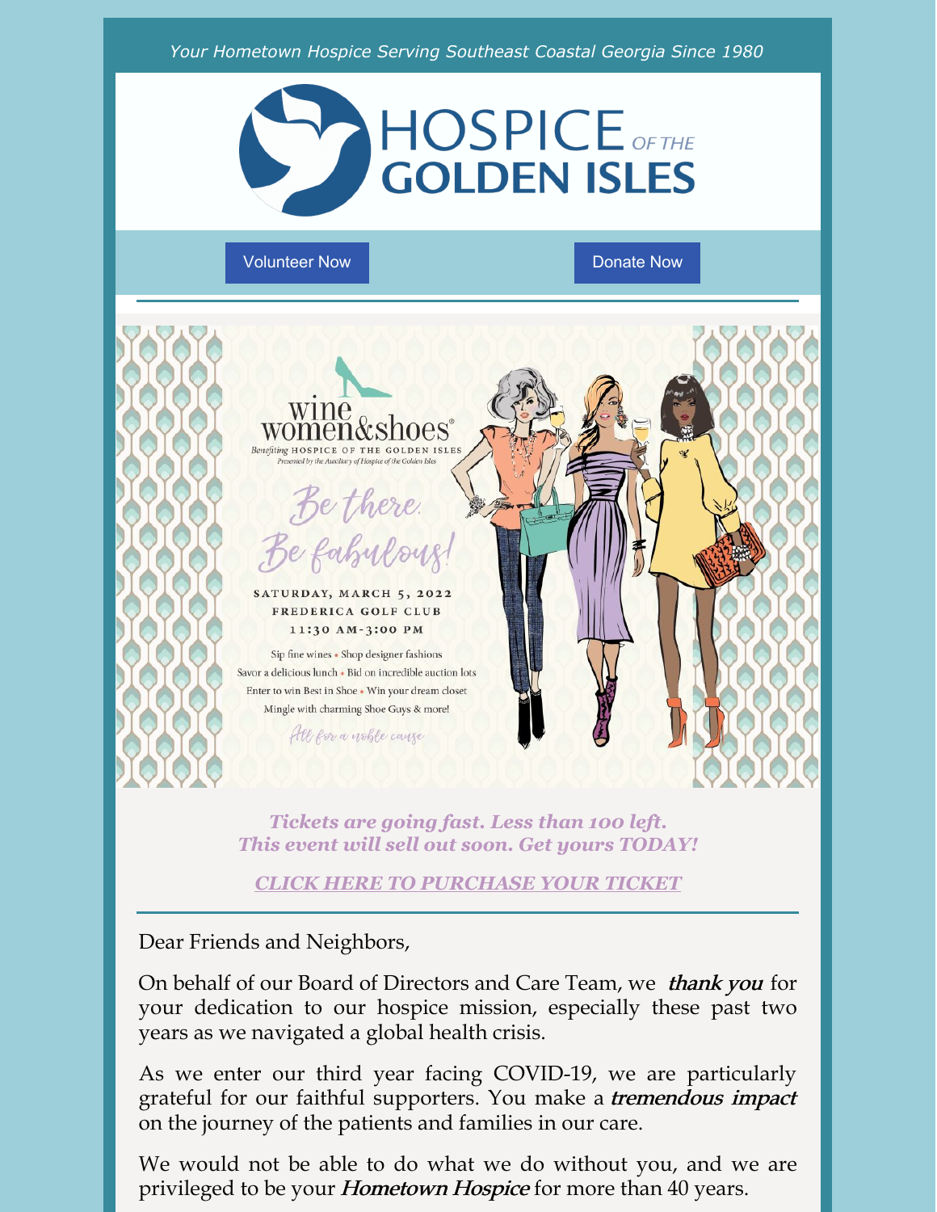*Your Hometown Hospice Serving Southeast Coastal Georgia Since 1980*

# HOSPICE OF THE GOLDEN ISLES

Volunteer Now

Donate Now

wine women&shoes®

Benefiting HOSPICE OF THE GOLDEN ISLES

Presented by the Auxiliary of Hospice of the Golden Isles

*Be there. Be fabulous!*

SATURDAY, MARCH 5, 2022
FREDERICA GOLF CLUB
11:30 AM-3:00 PM

Sip fine wines • Shop designer fashions
Savor a delicious lunch • Bid on incredible auction lots
Enter to win Best in Shoe • Win your dream closet
Mingle with charming Shoe Guys & more!

*All for a noble cause*

***Tickets are going fast. Less than 100 left. This event will sell out soon. Get yours TODAY!***

***CLICK HERE TO PURCHASE YOUR TICKET***

---

Dear Friends and Neighbors,

On behalf of our Board of Directors and Care Team, we ***thank you*** for your dedication to our hospice mission, especially these past two years as we navigated a global health crisis.

As we enter our third year facing COVID-19, we are particularly grateful for our faithful supporters. You make a ***tremendous impact*** on the journey of the patients and families in our care.

We would not be able to do what we do without you, and we are privileged to be your ***Hometown Hospice*** for more than 40 years.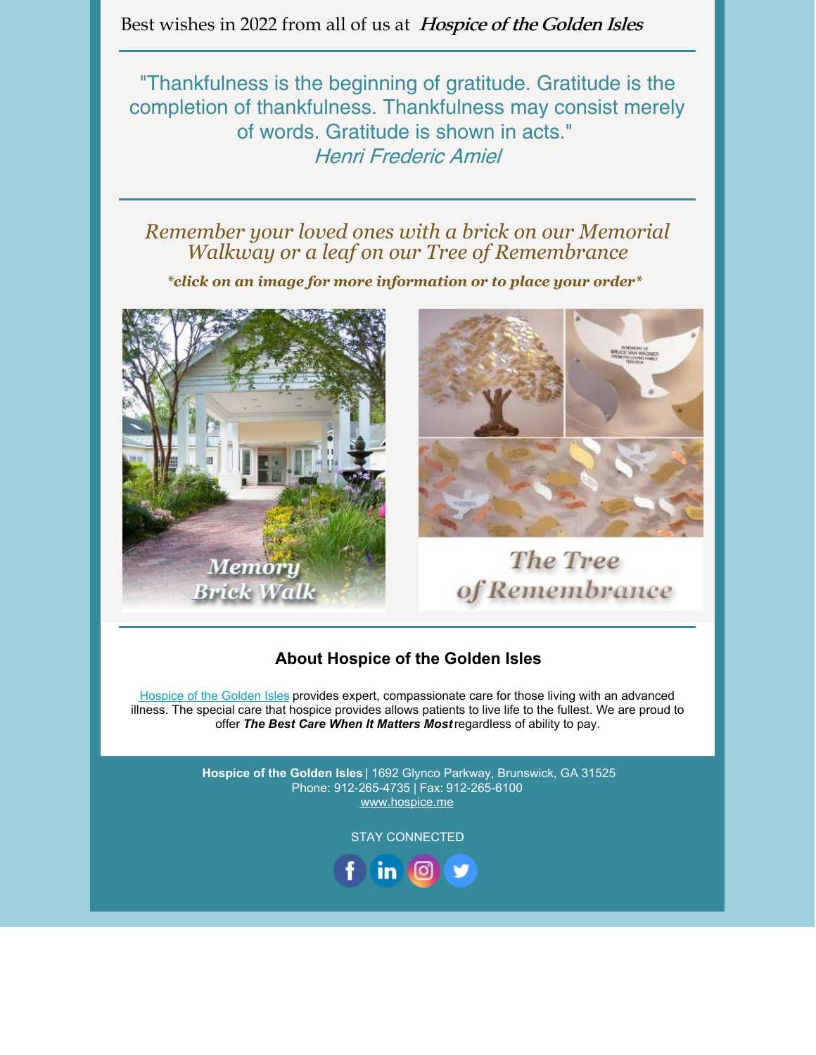Best wishes in 2022 from all of us at ***Hospice of the Golden Isles***

"Thankfulness is the beginning of gratitude. Gratitude is the completion of thankfulness. Thankfulness may consist merely of words. Gratitude is shown in acts."
*Henri Frederic Amiel*

*Remember your loved ones with a brick on our Memorial Walkway or a leaf on our Tree of Remembrance*

***click on an image for more information or to place your order***

Memory Brick Walk

The Tree of Remembrance

## About Hospice of the Golden Isles

Hospice of the Golden Isles provides expert, compassionate care for those living with an advanced illness. The special care that hospice provides allows patients to live life to the fullest. We are proud to offer ***The Best Care When It Matters Most*** regardless of ability to pay.

**Hospice of the Golden Isles** | 1692 Glynco Parkway, Brunswick, GA 31525
Phone: 912-265-4735 | Fax: 912-265-6100
www.hospice.me

STAY CONNECTED